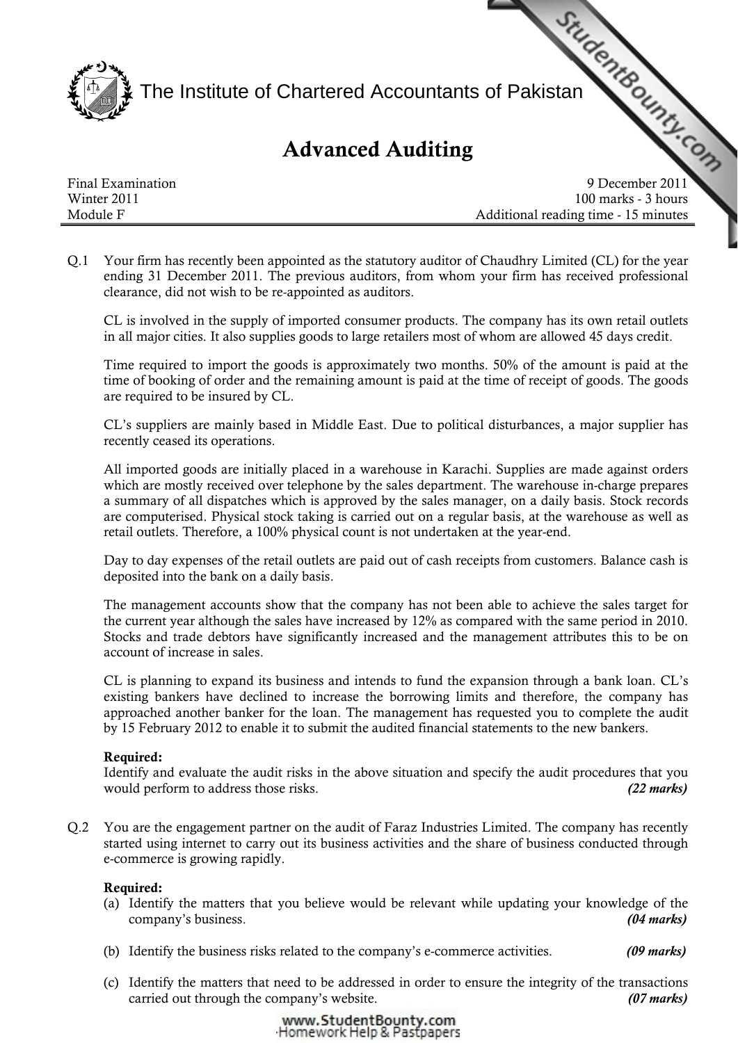# The Institute of Chartered Accountants of Pakistan

## Advanced Auditing

| | |
|---|---|
| Final Examination | 9 December 2011 |
| Winter 2011 | 100 marks - 3 hours |
| Module F | Additional reading time - 15 minutes |

Q.1 Your firm has recently been appointed as the statutory auditor of Chaudhry Limited (CL) for the year ending 31 December 2011. The previous auditors, from whom your firm has received professional clearance, did not wish to be re-appointed as auditors.

CL is involved in the supply of imported consumer products. The company has its own retail outlets in all major cities. It also supplies goods to large retailers most of whom are allowed 45 days credit.

Time required to import the goods is approximately two months. 50% of the amount is paid at the time of booking of order and the remaining amount is paid at the time of receipt of goods. The goods are required to be insured by CL.

CL's suppliers are mainly based in Middle East. Due to political disturbances, a major supplier has recently ceased its operations.

All imported goods are initially placed in a warehouse in Karachi. Supplies are made against orders which are mostly received over telephone by the sales department. The warehouse in-charge prepares a summary of all dispatches which is approved by the sales manager, on a daily basis. Stock records are computerised. Physical stock taking is carried out on a regular basis, at the warehouse as well as retail outlets. Therefore, a 100% physical count is not undertaken at the year-end.

Day to day expenses of the retail outlets are paid out of cash receipts from customers. Balance cash is deposited into the bank on a daily basis.

The management accounts show that the company has not been able to achieve the sales target for the current year although the sales have increased by 12% as compared with the same period in 2010. Stocks and trade debtors have significantly increased and the management attributes this to be on account of increase in sales.

CL is planning to expand its business and intends to fund the expansion through a bank loan. CL's existing bankers have declined to increase the borrowing limits and therefore, the company has approached another banker for the loan. The management has requested you to complete the audit by 15 February 2012 to enable it to submit the audited financial statements to the new bankers.

**Required:**
Identify and evaluate the audit risks in the above situation and specify the audit procedures that you would perform to address those risks. ***(22 marks)***

Q.2 You are the engagement partner on the audit of Faraz Industries Limited. The company has recently started using internet to carry out its business activities and the share of business conducted through e-commerce is growing rapidly.

**Required:**

(a) Identify the matters that you believe would be relevant while updating your knowledge of the company's business. ***(04 marks)***

(b) Identify the business risks related to the company's e-commerce activities. ***(09 marks)***

(c) Identify the matters that need to be addressed in order to ensure the integrity of the transactions carried out through the company's website. ***(07 marks)***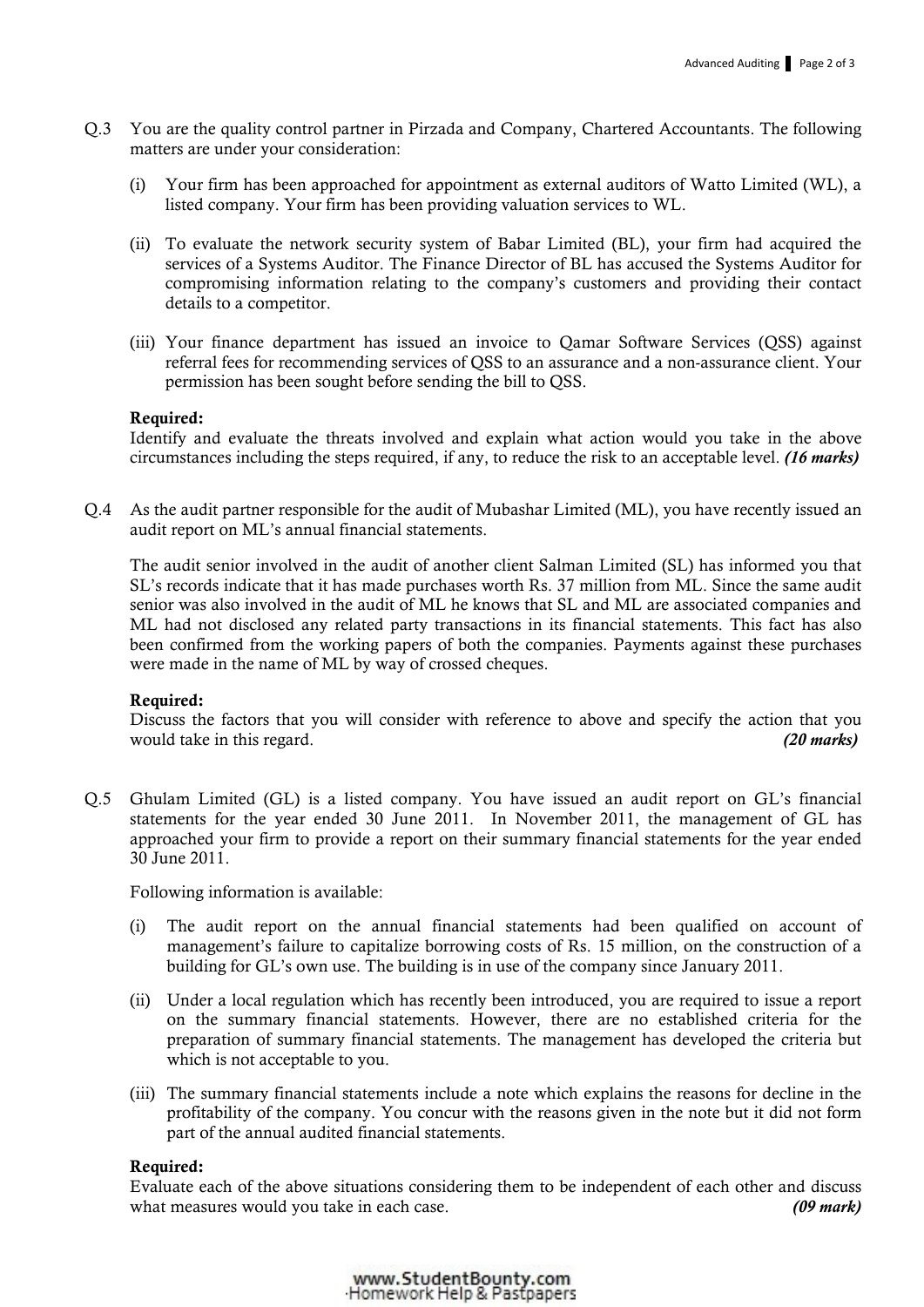Q.3 You are the quality control partner in Pirzada and Company, Chartered Accountants. The following matters are under your consideration:

(i) Your firm has been approached for appointment as external auditors of Watto Limited (WL), a listed company. Your firm has been providing valuation services to WL.

(ii) To evaluate the network security system of Babar Limited (BL), your firm had acquired the services of a Systems Auditor. The Finance Director of BL has accused the Systems Auditor for compromising information relating to the company's customers and providing their contact details to a competitor.

(iii) Your finance department has issued an invoice to Qamar Software Services (QSS) against referral fees for recommending services of QSS to an assurance and a non-assurance client. Your permission has been sought before sending the bill to QSS.

**Required:**
Identify and evaluate the threats involved and explain what action would you take in the above circumstances including the steps required, if any, to reduce the risk to an acceptable level. ***(16 marks)***

Q.4 As the audit partner responsible for the audit of Mubashar Limited (ML), you have recently issued an audit report on ML's annual financial statements.

The audit senior involved in the audit of another client Salman Limited (SL) has informed you that SL's records indicate that it has made purchases worth Rs. 37 million from ML. Since the same audit senior was also involved in the audit of ML he knows that SL and ML are associated companies and ML had not disclosed any related party transactions in its financial statements. This fact has also been confirmed from the working papers of both the companies. Payments against these purchases were made in the name of ML by way of crossed cheques.

**Required:**
Discuss the factors that you will consider with reference to above and specify the action that you would take in this regard. ***(20 marks)***

Q.5 Ghulam Limited (GL) is a listed company. You have issued an audit report on GL's financial statements for the year ended 30 June 2011. In November 2011, the management of GL has approached your firm to provide a report on their summary financial statements for the year ended 30 June 2011.

Following information is available:

(i) The audit report on the annual financial statements had been qualified on account of management's failure to capitalize borrowing costs of Rs. 15 million, on the construction of a building for GL's own use. The building is in use of the company since January 2011.

(ii) Under a local regulation which has recently been introduced, you are required to issue a report on the summary financial statements. However, there are no established criteria for the preparation of summary financial statements. The management has developed the criteria but which is not acceptable to you.

(iii) The summary financial statements include a note which explains the reasons for decline in the profitability of the company. You concur with the reasons given in the note but it did not form part of the annual audited financial statements.

**Required:**
Evaluate each of the above situations considering them to be independent of each other and discuss what measures would you take in each case. ***(09 mark)***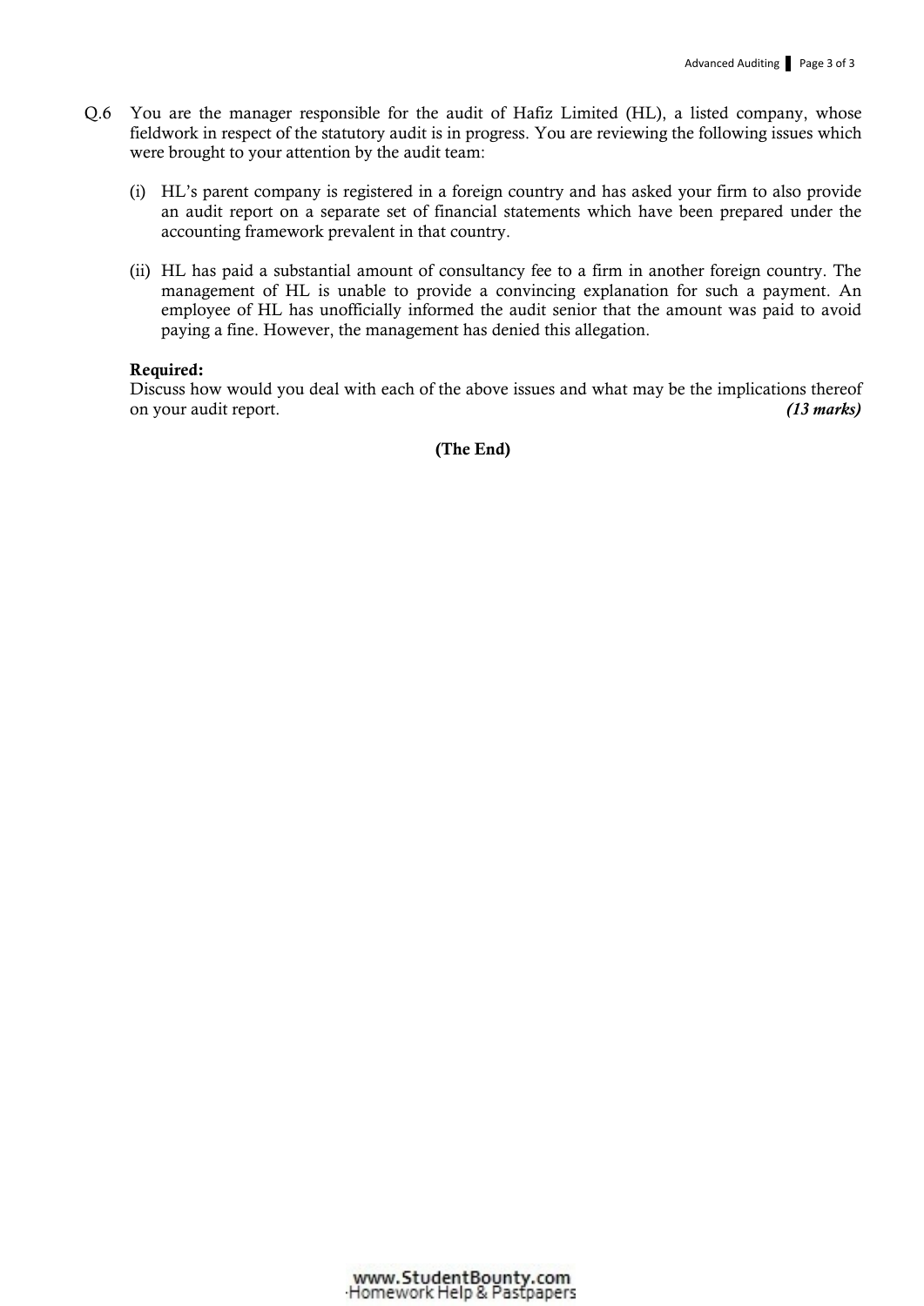Q.6 You are the manager responsible for the audit of Hafiz Limited (HL), a listed company, whose fieldwork in respect of the statutory audit is in progress. You are reviewing the following issues which were brought to your attention by the audit team:

(i) HL's parent company is registered in a foreign country and has asked your firm to also provide an audit report on a separate set of financial statements which have been prepared under the accounting framework prevalent in that country.

(ii) HL has paid a substantial amount of consultancy fee to a firm in another foreign country. The management of HL is unable to provide a convincing explanation for such a payment. An employee of HL has unofficially informed the audit senior that the amount was paid to avoid paying a fine. However, the management has denied this allegation.

**Required:**
Discuss how would you deal with each of the above issues and what may be the implications thereof on your audit report. *(13 marks)*

**(The End)**